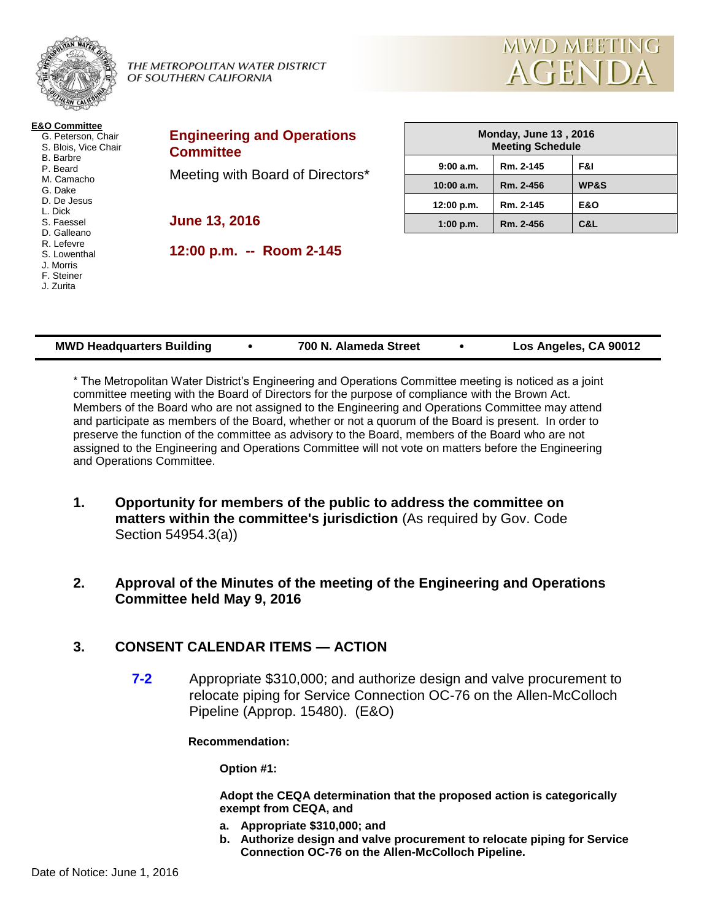THE METROPOLITAN WATER DISTRICT OF SOUTHERN CALIFORNIA

# MWD MEETING AGENDA

**E&O Committee**

- G. Peterson, Chair
- S. Blois, Vice Chair
- B. Barbre
- P. Beard
- M. Camacho
- G. Dake
- D. De Jesus
- L. Dick
- S. Faessel
- D. Galleano
- R. Lefevre
- S. Lowenthal
- J. Morris
- F. Steiner
- J. Zurita

## Engineering and Operations Committee

Meeting with Board of Directors*

**June 13, 2016**

**12:00 p.m. -- Room 2-145**

| Monday, June 13 , 2016 Meeting Schedule | | |
|---|---|---|
| 9:00 a.m. | Rm. 2-145 | F&I |
| 10:00 a.m. | Rm. 2-456 | WP&S |
| 12:00 p.m. | Rm. 2-145 | E&O |
| 1:00 p.m. | Rm. 2-456 | C&L |

**MWD Headquarters Building • 700 N. Alameda Street • Los Angeles, CA 90012**

* The Metropolitan Water District's Engineering and Operations Committee meeting is noticed as a joint committee meeting with the Board of Directors for the purpose of compliance with the Brown Act. Members of the Board who are not assigned to the Engineering and Operations Committee may attend and participate as members of the Board, whether or not a quorum of the Board is present. In order to preserve the function of the committee as advisory to the Board, members of the Board who are not assigned to the Engineering and Operations Committee will not vote on matters before the Engineering and Operations Committee.

1. **Opportunity for members of the public to address the committee on matters within the committee's jurisdiction** (As required by Gov. Code Section 54954.3(a))

2. **Approval of the Minutes of the meeting of the Engineering and Operations Committee held May 9, 2016**

3. **CONSENT CALENDAR ITEMS — ACTION**

   **7-2** Appropriate $310,000; and authorize design and valve procurement to relocate piping for Service Connection OC-76 on the Allen-McColloch Pipeline (Approp. 15480). (E&O)

   **Recommendation:**

   **Option #1:**

   **Adopt the CEQA determination that the proposed action is categorically exempt from CEQA, and**

   **a. Appropriate $310,000; and**
   **b. Authorize design and valve procurement to relocate piping for Service Connection OC-76 on the Allen-McColloch Pipeline.**

Date of Notice: June 1, 2016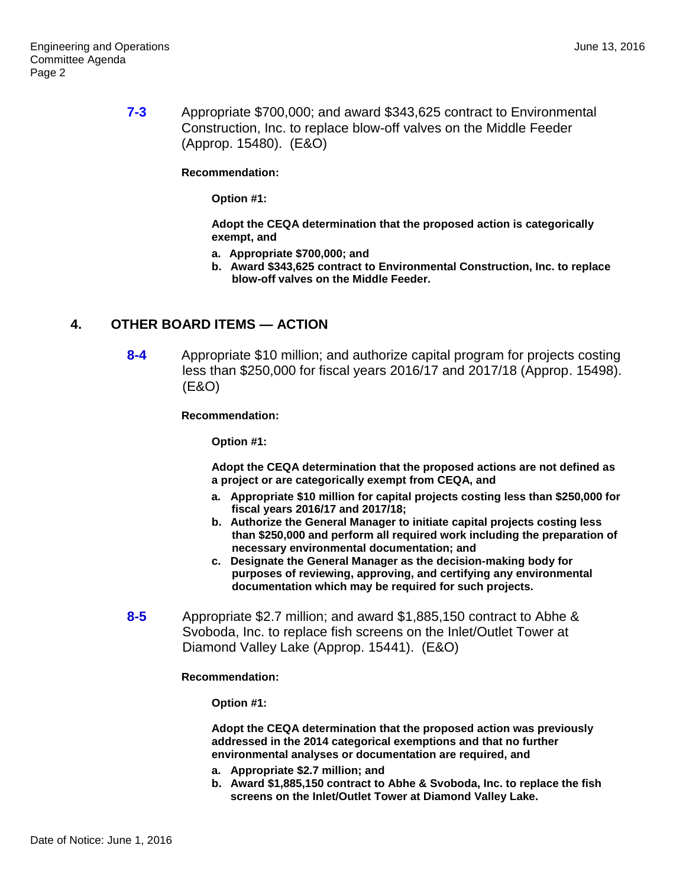**7-3** Appropriate $700,000; and award $343,625 contract to Environmental Construction, Inc. to replace blow-off valves on the Middle Feeder (Approp. 15480). (E&O)

**Recommendation:**

**Option #1:**

**Adopt the CEQA determination that the proposed action is categorically exempt, and**

- **a. Appropriate $700,000; and**
- **b. Award $343,625 contract to Environmental Construction, Inc. to replace blow-off valves on the Middle Feeder.**

## 4. OTHER BOARD ITEMS — ACTION

**8-4** Appropriate $10 million; and authorize capital program for projects costing less than $250,000 for fiscal years 2016/17 and 2017/18 (Approp. 15498). (E&O)

**Recommendation:**

**Option #1:**

**Adopt the CEQA determination that the proposed actions are not defined as a project or are categorically exempt from CEQA, and**

- **a. Appropriate $10 million for capital projects costing less than $250,000 for fiscal years 2016/17 and 2017/18;**
- **b. Authorize the General Manager to initiate capital projects costing less than $250,000 and perform all required work including the preparation of necessary environmental documentation; and**
- **c. Designate the General Manager as the decision-making body for purposes of reviewing, approving, and certifying any environmental documentation which may be required for such projects.**

**8-5** Appropriate $2.7 million; and award $1,885,150 contract to Abhe & Svoboda, Inc. to replace fish screens on the Inlet/Outlet Tower at Diamond Valley Lake (Approp. 15441). (E&O)

**Recommendation:**

**Option #1:**

**Adopt the CEQA determination that the proposed action was previously addressed in the 2014 categorical exemptions and that no further environmental analyses or documentation are required, and**

- **a. Appropriate $2.7 million; and**
- **b. Award $1,885,150 contract to Abhe & Svoboda, Inc. to replace the fish screens on the Inlet/Outlet Tower at Diamond Valley Lake.**

Date of Notice: June 1, 2016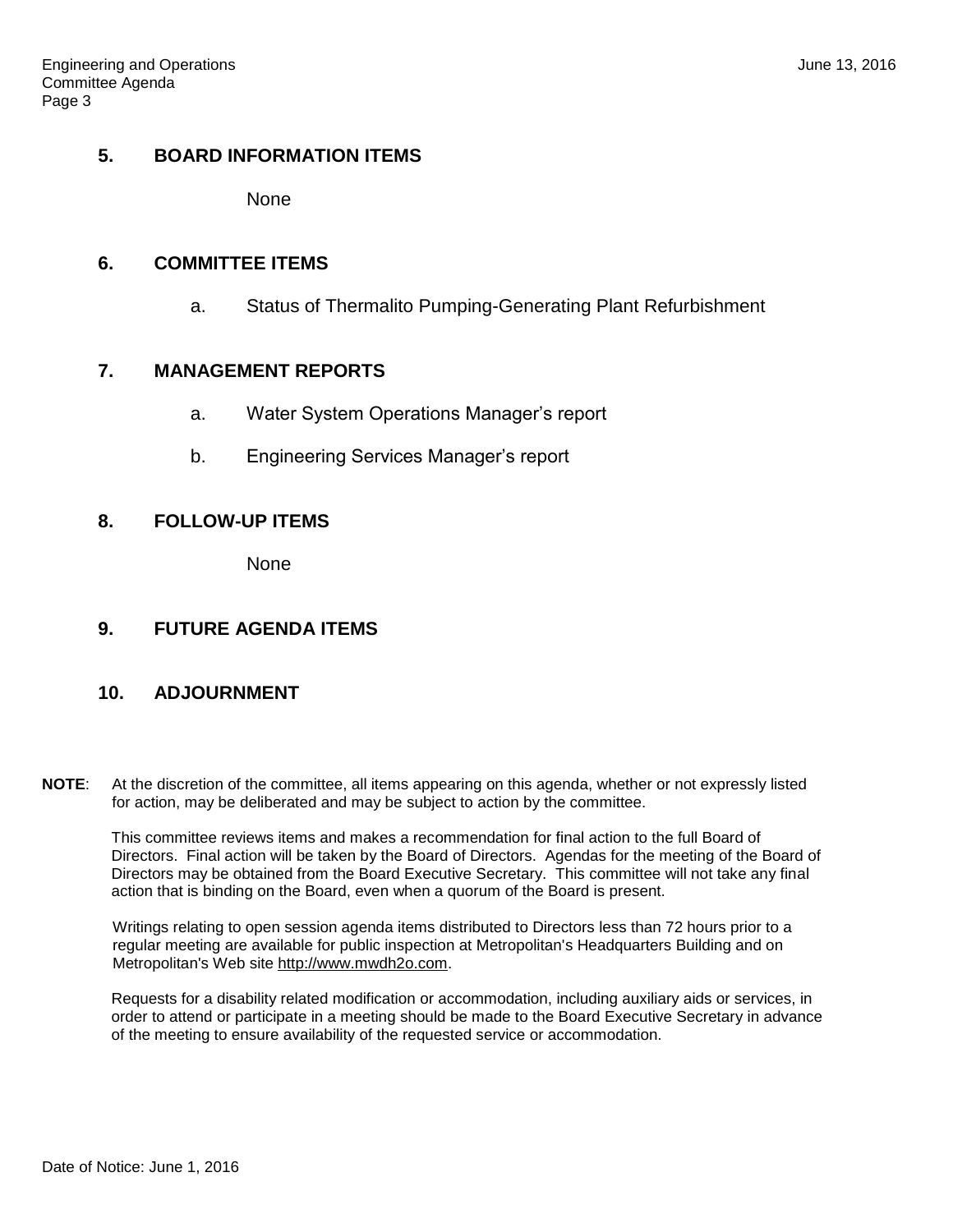## 5. BOARD INFORMATION ITEMS

None

## 6. COMMITTEE ITEMS

a. Status of Thermalito Pumping-Generating Plant Refurbishment

## 7. MANAGEMENT REPORTS

a. Water System Operations Manager's report

b. Engineering Services Manager's report

## 8. FOLLOW-UP ITEMS

None

## 9. FUTURE AGENDA ITEMS

## 10. ADJOURNMENT

**NOTE**: At the discretion of the committee, all items appearing on this agenda, whether or not expressly listed for action, may be deliberated and may be subject to action by the committee.

This committee reviews items and makes a recommendation for final action to the full Board of Directors. Final action will be taken by the Board of Directors. Agendas for the meeting of the Board of Directors may be obtained from the Board Executive Secretary. This committee will not take any final action that is binding on the Board, even when a quorum of the Board is present.

Writings relating to open session agenda items distributed to Directors less than 72 hours prior to a regular meeting are available for public inspection at Metropolitan's Headquarters Building and on Metropolitan's Web site http://www.mwdh2o.com.

Requests for a disability related modification or accommodation, including auxiliary aids or services, in order to attend or participate in a meeting should be made to the Board Executive Secretary in advance of the meeting to ensure availability of the requested service or accommodation.

Date of Notice: June 1, 2016